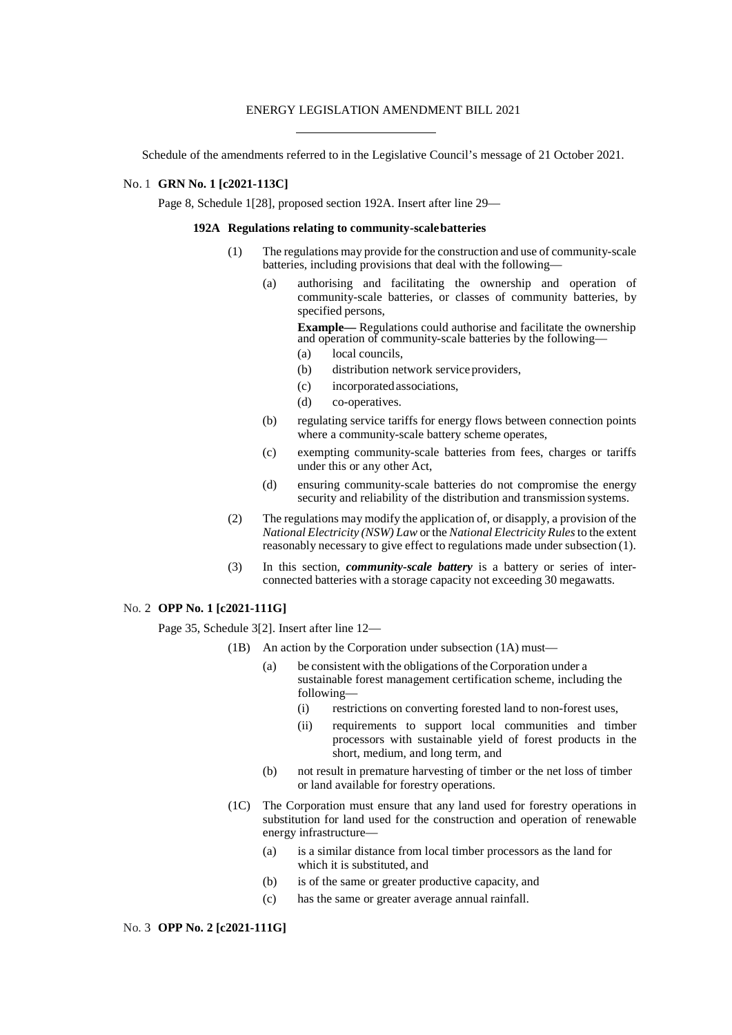ENERGY LEGISLATION AMENDMENT BILL 2021

Schedule of the amendments referred to in the Legislative Council's message of 21 October 2021.

No. 1 **GRN No. 1 [c2021-113C]**

Page 8, Schedule 1[28], proposed section 192A. Insert after line 29—

**192A Regulations relating to community-scale batteries**

(1) The regulations may provide for the construction and use of community-scale batteries, including provisions that deal with the following—

(a) authorising and facilitating the ownership and operation of community-scale batteries, or classes of community batteries, by specified persons,

**Example—** Regulations could authorise and facilitate the ownership and operation of community-scale batteries by the following—

(a) local councils,

(b) distribution network service providers,

(c) incorporated associations,

(d) co-operatives.

(b) regulating service tariffs for energy flows between connection points where a community-scale battery scheme operates,

(c) exempting community-scale batteries from fees, charges or tariffs under this or any other Act,

(d) ensuring community-scale batteries do not compromise the energy security and reliability of the distribution and transmission systems.

(2) The regulations may modify the application of, or disapply, a provision of the *National Electricity (NSW) Law* or the *National Electricity Rules* to the extent reasonably necessary to give effect to regulations made under subsection (1).

(3) In this section, ***community-scale battery*** is a battery or series of inter-connected batteries with a storage capacity not exceeding 30 megawatts.

No. 2 **OPP No. 1 [c2021-111G]**

Page 35, Schedule 3[2]. Insert after line 12—

(1B) An action by the Corporation under subsection (1A) must—

(a) be consistent with the obligations of the Corporation under a sustainable forest management certification scheme, including the following—

(i) restrictions on converting forested land to non-forest uses,

(ii) requirements to support local communities and timber processors with sustainable yield of forest products in the short, medium, and long term, and

(b) not result in premature harvesting of timber or the net loss of timber or land available for forestry operations.

(1C) The Corporation must ensure that any land used for forestry operations in substitution for land used for the construction and operation of renewable energy infrastructure—

(a) is a similar distance from local timber processors as the land for which it is substituted, and

(b) is of the same or greater productive capacity, and

(c) has the same or greater average annual rainfall.

No. 3 **OPP No. 2 [c2021-111G]**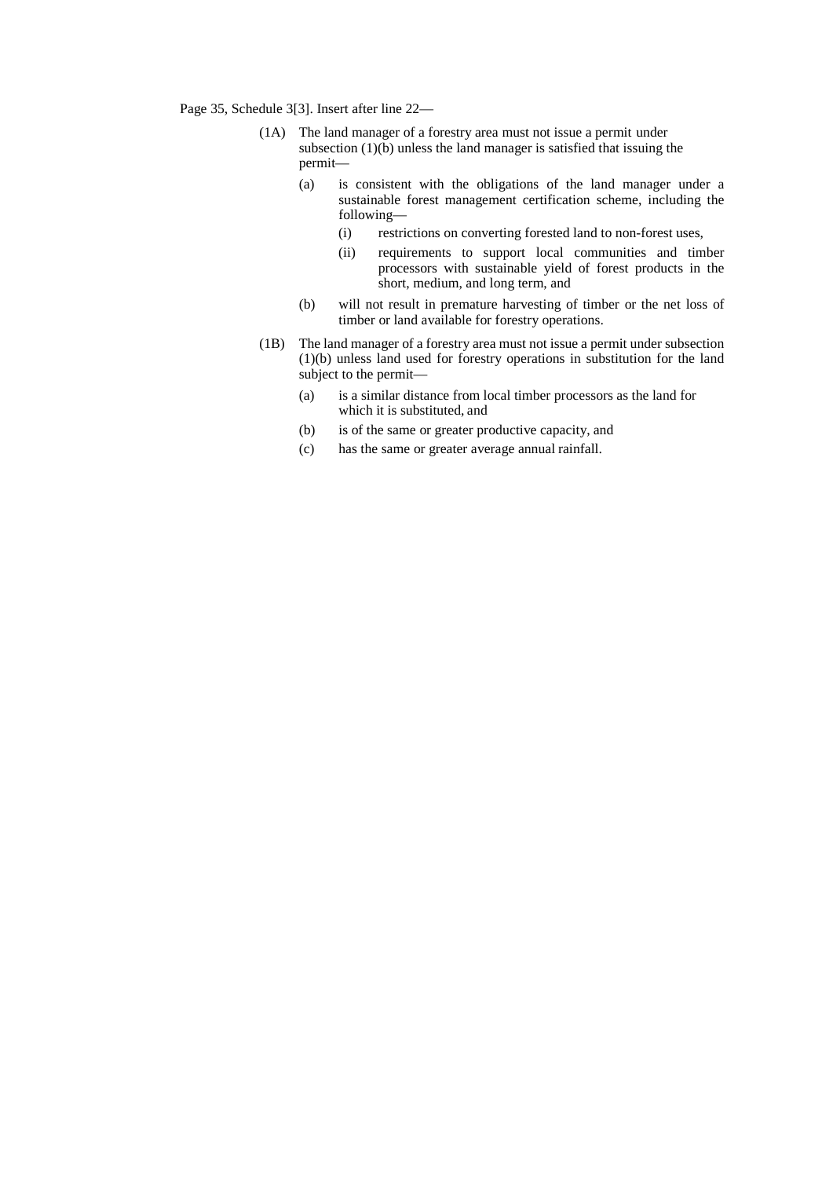Page 35, Schedule 3[3]. Insert after line 22—

(1A) The land manager of a forestry area must not issue a permit under subsection (1)(b) unless the land manager is satisfied that issuing the permit—

(a) is consistent with the obligations of the land manager under a sustainable forest management certification scheme, including the following—

(i) restrictions on converting forested land to non-forest uses,

(ii) requirements to support local communities and timber processors with sustainable yield of forest products in the short, medium, and long term, and

(b) will not result in premature harvesting of timber or the net loss of timber or land available for forestry operations.

(1B) The land manager of a forestry area must not issue a permit under subsection (1)(b) unless land used for forestry operations in substitution for the land subject to the permit—

(a) is a similar distance from local timber processors as the land for which it is substituted, and

(b) is of the same or greater productive capacity, and

(c) has the same or greater average annual rainfall.